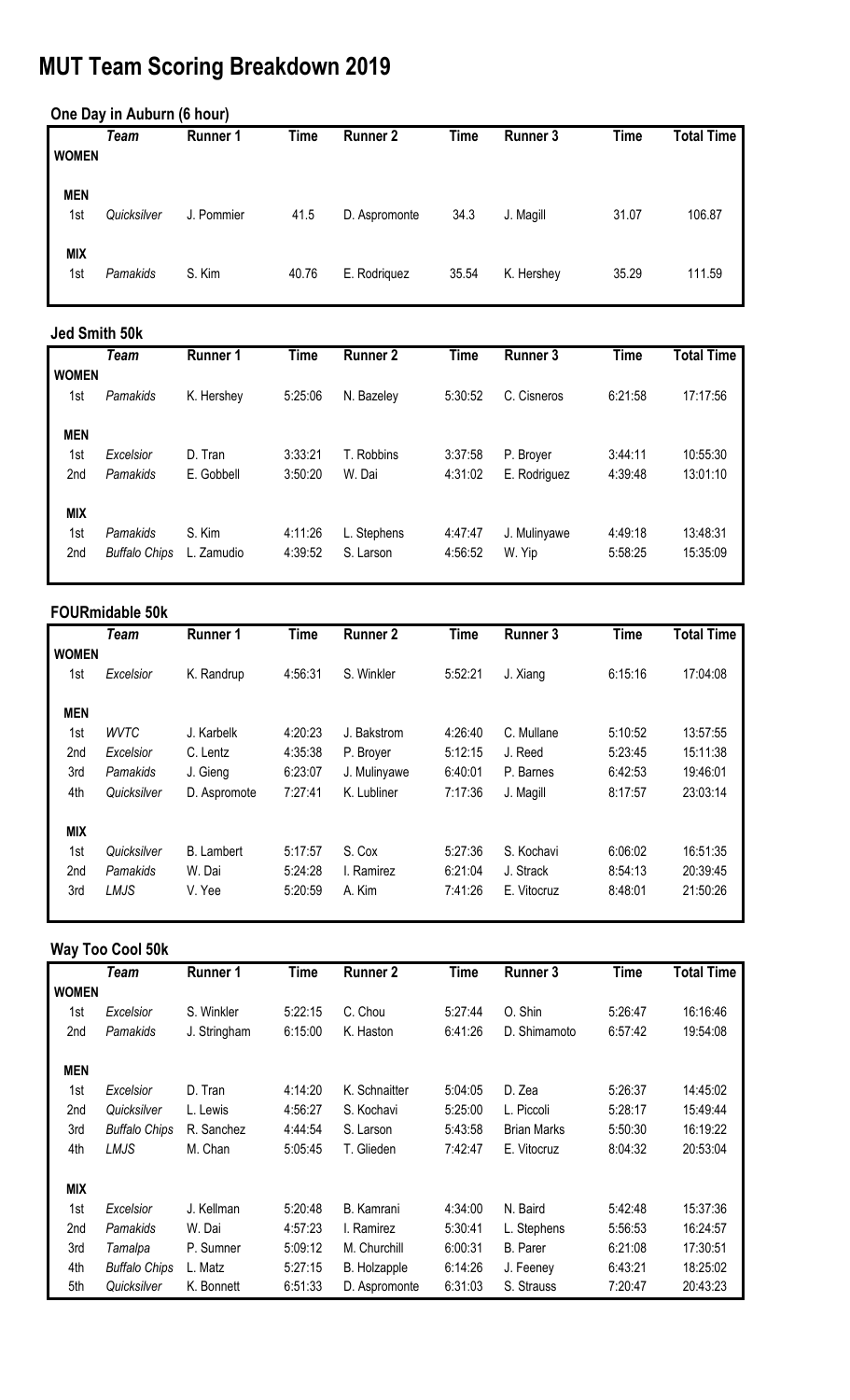# MUT Team Scoring Breakdown 2019

## One Day in Auburn (6 hour)

| | Team | Runner 1 | Time | Runner 2 | Time | Runner 3 | Time | Total Time |
|---|---|---|---|---|---|---|---|---|
| **WOMEN** | | | | | | | | |
| **MEN** | | | | | | | | |
| 1st | *Quicksilver* | J. Pommier | 41.5 | D. Aspromonte | 34.3 | J. Magill | 31.07 | 106.87 |
| **MIX** | | | | | | | | |
| 1st | *Pamakids* | S. Kim | 40.76 | E. Rodriquez | 35.54 | K. Hershey | 35.29 | 111.59 |

## Jed Smith 50k

| | Team | Runner 1 | Time | Runner 2 | Time | Runner 3 | Time | Total Time |
|---|---|---|---|---|---|---|---|---|
| **WOMEN** | | | | | | | | |
| 1st | *Pamakids* | K. Hershey | 5:25:06 | N. Bazeley | 5:30:52 | C. Cisneros | 6:21:58 | 17:17:56 |
| **MEN** | | | | | | | | |
| 1st | *Excelsior* | D. Tran | 3:33:21 | T. Robbins | 3:37:58 | P. Broyer | 3:44:11 | 10:55:30 |
| 2nd | *Pamakids* | E. Gobbell | 3:50:20 | W. Dai | 4:31:02 | E. Rodriguez | 4:39:48 | 13:01:10 |
| **MIX** | | | | | | | | |
| 1st | *Pamakids* | S. Kim | 4:11:26 | L. Stephens | 4:47:47 | J. Mulinyawe | 4:49:18 | 13:48:31 |
| 2nd | *Buffalo Chips* | L. Zamudio | 4:39:52 | S. Larson | 4:56:52 | W. Yip | 5:58:25 | 15:35:09 |

## FOURmidable 50k

| | Team | Runner 1 | Time | Runner 2 | Time | Runner 3 | Time | Total Time |
|---|---|---|---|---|---|---|---|---|
| **WOMEN** | | | | | | | | |
| 1st | *Excelsior* | K. Randrup | 4:56:31 | S. Winkler | 5:52:21 | J. Xiang | 6:15:16 | 17:04:08 |
| **MEN** | | | | | | | | |
| 1st | *WVTC* | J. Karbelk | 4:20:23 | J. Bakstrom | 4:26:40 | C. Mullane | 5:10:52 | 13:57:55 |
| 2nd | *Excelsior* | C. Lentz | 4:35:38 | P. Broyer | 5:12:15 | J. Reed | 5:23:45 | 15:11:38 |
| 3rd | *Pamakids* | J. Gieng | 6:23:07 | J. Mulinyawe | 6:40:01 | P. Barnes | 6:42:53 | 19:46:01 |
| 4th | *Quicksilver* | D. Aspromote | 7:27:41 | K. Lubliner | 7:17:36 | J. Magill | 8:17:57 | 23:03:14 |
| **MIX** | | | | | | | | |
| 1st | *Quicksilver* | B. Lambert | 5:17:57 | S. Cox | 5:27:36 | S. Kochavi | 6:06:02 | 16:51:35 |
| 2nd | *Pamakids* | W. Dai | 5:24:28 | I. Ramirez | 6:21:04 | J. Strack | 8:54:13 | 20:39:45 |
| 3rd | *LMJS* | V. Yee | 5:20:59 | A. Kim | 7:41:26 | E. Vitocruz | 8:48:01 | 21:50:26 |

## Way Too Cool 50k

| | Team | Runner 1 | Time | Runner 2 | Time | Runner 3 | Time | Total Time |
|---|---|---|---|---|---|---|---|---|
| **WOMEN** | | | | | | | | |
| 1st | *Excelsior* | S. Winkler | 5:22:15 | C. Chou | 5:27:44 | O. Shin | 5:26:47 | 16:16:46 |
| 2nd | *Pamakids* | J. Stringham | 6:15:00 | K. Haston | 6:41:26 | D. Shimamoto | 6:57:42 | 19:54:08 |
| **MEN** | | | | | | | | |
| 1st | *Excelsior* | D. Tran | 4:14:20 | K. Schnaitter | 5:04:05 | D. Zea | 5:26:37 | 14:45:02 |
| 2nd | *Quicksilver* | L. Lewis | 4:56:27 | S. Kochavi | 5:25:00 | L. Piccoli | 5:28:17 | 15:49:44 |
| 3rd | *Buffalo Chips* | R. Sanchez | 4:44:54 | S. Larson | 5:43:58 | Brian Marks | 5:50:30 | 16:19:22 |
| 4th | *LMJS* | M. Chan | 5:05:45 | T. Glieden | 7:42:47 | E. Vitocruz | 8:04:32 | 20:53:04 |
| **MIX** | | | | | | | | |
| 1st | *Excelsior* | J. Kellman | 5:20:48 | B. Kamrani | 4:34:00 | N. Baird | 5:42:48 | 15:37:36 |
| 2nd | *Pamakids* | W. Dai | 4:57:23 | I. Ramirez | 5:30:41 | L. Stephens | 5:56:53 | 16:24:57 |
| 3rd | *Tamalpa* | P. Sumner | 5:09:12 | M. Churchill | 6:00:31 | B. Parer | 6:21:08 | 17:30:51 |
| 4th | *Buffalo Chips* | L. Matz | 5:27:15 | B. Holzapple | 6:14:26 | J. Feeney | 6:43:21 | 18:25:02 |
| 5th | *Quicksilver* | K. Bonnett | 6:51:33 | D. Aspromonte | 6:31:03 | S. Strauss | 7:20:47 | 20:43:23 |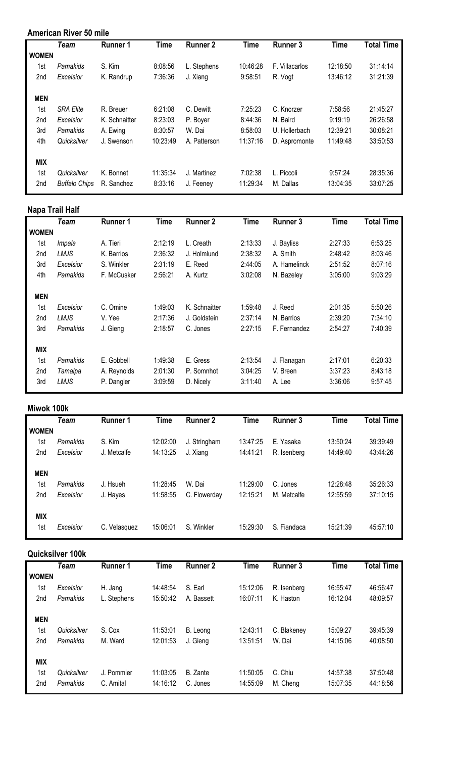## American River 50 mile

| | *Team* | Runner 1 | Time | Runner 2 | Time | Runner 3 | Time | Total Time |
|---|---|---|---|---|---|---|---|---|
| **WOMEN** | | | | | | | | |
| 1st | *Pamakids* | S. Kim | 8:08:56 | L. Stephens | 10:46:28 | F. Villacarlos | 12:18:50 | 31:14:14 |
| 2nd | *Excelsior* | K. Randrup | 7:36:36 | J. Xiang | 9:58:51 | R. Vogt | 13:46:12 | 31:21:39 |
| **MEN** | | | | | | | | |
| 1st | *SRA Elite* | R. Breuer | 6:21:08 | C. Dewitt | 7:25:23 | C. Knorzer | 7:58:56 | 21:45:27 |
| 2nd | *Excelsior* | K. Schnaitter | 8:23:03 | P. Boyer | 8:44:36 | N. Baird | 9:19:19 | 26:26:58 |
| 3rd | *Pamakids* | A. Ewing | 8:30:57 | W. Dai | 8:58:03 | U. Hollerbach | 12:39:21 | 30:08:21 |
| 4th | *Quicksilver* | J. Swenson | 10:23:49 | A. Patterson | 11:37:16 | D. Aspromonte | 11:49:48 | 33:50:53 |
| **MIX** | | | | | | | | |
| 1st | *Quicksilver* | K. Bonnet | 11:35:34 | J. Martinez | 7:02:38 | L. Piccoli | 9:57:24 | 28:35:36 |
| 2nd | *Buffalo Chips* | R. Sanchez | 8:33:16 | J. Feeney | 11:29:34 | M. Dallas | 13:04:35 | 33:07:25 |

## Napa Trail Half

| | *Team* | Runner 1 | Time | Runner 2 | Time | Runner 3 | Time | Total Time |
|---|---|---|---|---|---|---|---|---|
| **WOMEN** | | | | | | | | |
| 1st | *Impala* | A. Tieri | 2:12:19 | L. Creath | 2:13:33 | J. Bayliss | 2:27:33 | 6:53:25 |
| 2nd | *LMJS* | K. Barrios | 2:36:32 | J. Holmlund | 2:38:32 | A. Smith | 2:48:42 | 8:03:46 |
| 3rd | *Excelsior* | S. Winkler | 2:31:19 | E. Reed | 2:44:05 | A. Hamelinck | 2:51:52 | 8:07:16 |
| 4th | *Pamakids* | F. McCusker | 2:56:21 | A. Kurtz | 3:02:08 | N. Bazeley | 3:05:00 | 9:03:29 |
| **MEN** | | | | | | | | |
| 1st | *Excelsior* | C. Omine | 1:49:03 | K. Schnaitter | 1:59:48 | J. Reed | 2:01:35 | 5:50:26 |
| 2nd | *LMJS* | V. Yee | 2:17:36 | J. Goldstein | 2:37:14 | N. Barrios | 2:39:20 | 7:34:10 |
| 3rd | *Pamakids* | J. Gieng | 2:18:57 | C. Jones | 2:27:15 | F. Fernandez | 2:54:27 | 7:40:39 |
| **MIX** | | | | | | | | |
| 1st | *Pamakids* | E. Gobbell | 1:49:38 | E. Gress | 2:13:54 | J. Flanagan | 2:17:01 | 6:20:33 |
| 2nd | *Tamalpa* | A. Reynolds | 2:01:30 | P. Somnhot | 3:04:25 | V. Breen | 3:37:23 | 8:43:18 |
| 3rd | *LMJS* | P. Dangler | 3:09:59 | D. Nicely | 3:11:40 | A. Lee | 3:36:06 | 9:57:45 |

## Miwok 100k

| | *Team* | Runner 1 | Time | Runner 2 | Time | Runner 3 | Time | Total Time |
|---|---|---|---|---|---|---|---|---|
| **WOMEN** | | | | | | | | |
| 1st | *Pamakids* | S. Kim | 12:02:00 | J. Stringham | 13:47:25 | E. Yasaka | 13:50:24 | 39:39:49 |
| 2nd | *Excelsior* | J. Metcalfe | 14:13:25 | J. Xiang | 14:41:21 | R. Isenberg | 14:49:40 | 43:44:26 |
| **MEN** | | | | | | | | |
| 1st | *Pamakids* | J. Hsueh | 11:28:45 | W. Dai | 11:29:00 | C. Jones | 12:28:48 | 35:26:33 |
| 2nd | *Excelsior* | J. Hayes | 11:58:55 | C. Flowerday | 12:15:21 | M. Metcalfe | 12:55:59 | 37:10:15 |
| **MIX** | | | | | | | | |
| 1st | *Excelsior* | C. Velasquez | 15:06:01 | S. Winkler | 15:29:30 | S. Fiandaca | 15:21:39 | 45:57:10 |

## Quicksilver 100k

| | *Team* | Runner 1 | Time | Runner 2 | Time | Runner 3 | Time | Total Time |
|---|---|---|---|---|---|---|---|---|
| **WOMEN** | | | | | | | | |
| 1st | *Excelsior* | H. Jang | 14:48:54 | S. Earl | 15:12:06 | R. Isenberg | 16:55:47 | 46:56:47 |
| 2nd | *Pamakids* | L. Stephens | 15:50:42 | A. Bassett | 16:07:11 | K. Haston | 16:12:04 | 48:09:57 |
| **MEN** | | | | | | | | |
| 1st | *Quicksilver* | S. Cox | 11:53:01 | B. Leong | 12:43:11 | C. Blakeney | 15:09:27 | 39:45:39 |
| 2nd | *Pamakids* | M. Ward | 12:01:53 | J. Gieng | 13:51:51 | W. Dai | 14:15:06 | 40:08:50 |
| **MIX** | | | | | | | | |
| 1st | *Quicksilver* | J. Pommier | 11:03:05 | B. Zante | 11:50:05 | C. Chiu | 14:57:38 | 37:50:48 |
| 2nd | *Pamakids* | C. Amital | 14:16:12 | C. Jones | 14:55:09 | M. Cheng | 15:07:35 | 44:18:56 |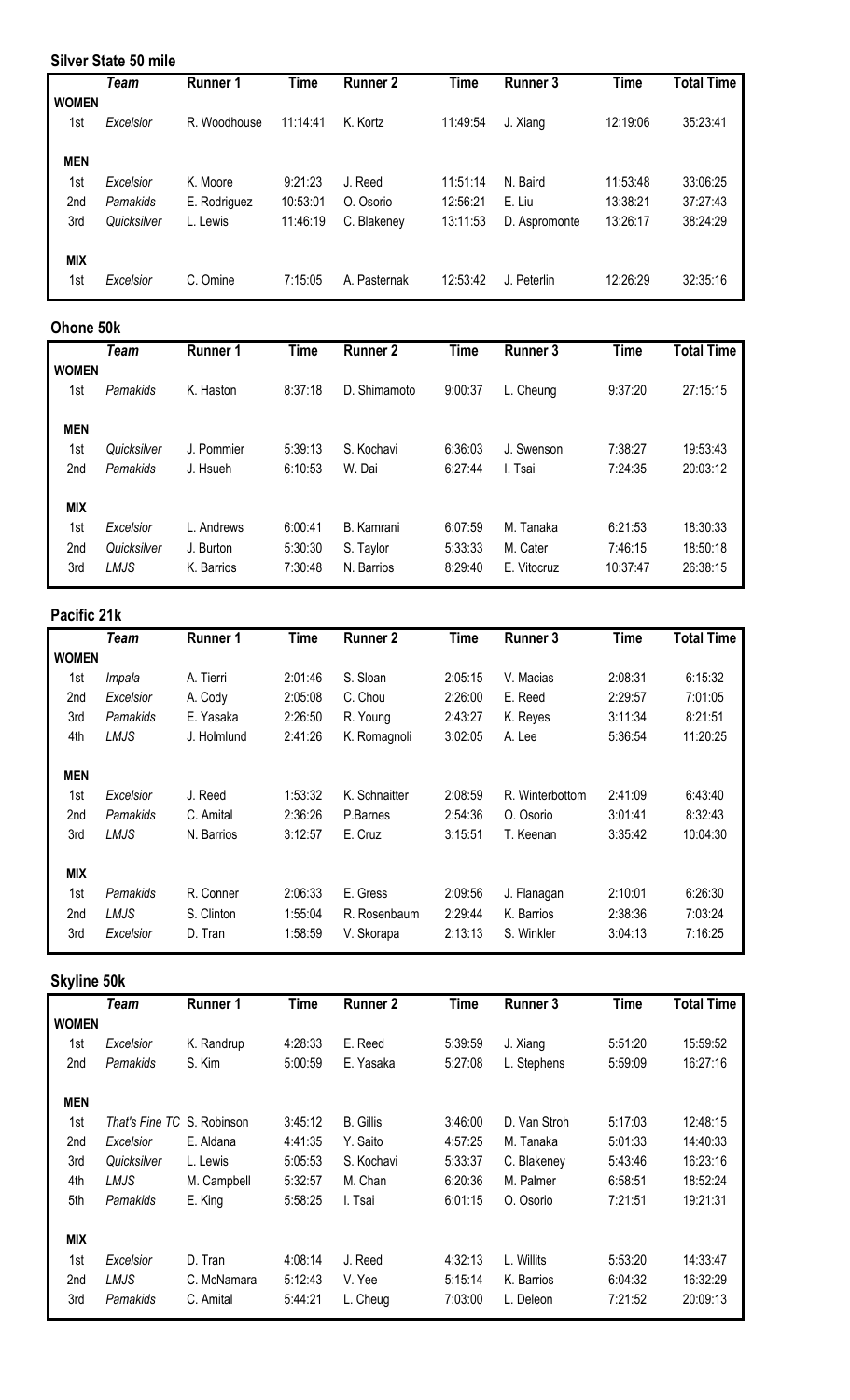## Silver State 50 mile

| | Team | Runner 1 | Time | Runner 2 | Time | Runner 3 | Time | Total Time |
|---|---|---|---|---|---|---|---|---|
| **WOMEN** | | | | | | | | |
| 1st | *Excelsior* | R. Woodhouse | 11:14:41 | K. Kortz | 11:49:54 | J. Xiang | 12:19:06 | 35:23:41 |
| **MEN** | | | | | | | | |
| 1st | *Excelsior* | K. Moore | 9:21:23 | J. Reed | 11:51:14 | N. Baird | 11:53:48 | 33:06:25 |
| 2nd | *Pamakids* | E. Rodriguez | 10:53:01 | O. Osorio | 12:56:21 | E. Liu | 13:38:21 | 37:27:43 |
| 3rd | *Quicksilver* | L. Lewis | 11:46:19 | C. Blakeney | 13:11:53 | D. Aspromonte | 13:26:17 | 38:24:29 |
| **MIX** | | | | | | | | |
| 1st | *Excelsior* | C. Omine | 7:15:05 | A. Pasternak | 12:53:42 | J. Peterlin | 12:26:29 | 32:35:16 |

## Ohone 50k

| | Team | Runner 1 | Time | Runner 2 | Time | Runner 3 | Time | Total Time |
|---|---|---|---|---|---|---|---|---|
| **WOMEN** | | | | | | | | |
| 1st | *Pamakids* | K. Haston | 8:37:18 | D. Shimamoto | 9:00:37 | L. Cheung | 9:37:20 | 27:15:15 |
| **MEN** | | | | | | | | |
| 1st | *Quicksilver* | J. Pommier | 5:39:13 | S. Kochavi | 6:36:03 | J. Swenson | 7:38:27 | 19:53:43 |
| 2nd | *Pamakids* | J. Hsueh | 6:10:53 | W. Dai | 6:27:44 | I. Tsai | 7:24:35 | 20:03:12 |
| **MIX** | | | | | | | | |
| 1st | *Excelsior* | L. Andrews | 6:00:41 | B. Kamrani | 6:07:59 | M. Tanaka | 6:21:53 | 18:30:33 |
| 2nd | *Quicksilver* | J. Burton | 5:30:30 | S. Taylor | 5:33:33 | M. Cater | 7:46:15 | 18:50:18 |
| 3rd | *LMJS* | K. Barrios | 7:30:48 | N. Barrios | 8:29:40 | E. Vitocruz | 10:37:47 | 26:38:15 |

## Pacific 21k

| | Team | Runner 1 | Time | Runner 2 | Time | Runner 3 | Time | Total Time |
|---|---|---|---|---|---|---|---|---|
| **WOMEN** | | | | | | | | |
| 1st | *Impala* | A. Tierri | 2:01:46 | S. Sloan | 2:05:15 | V. Macias | 2:08:31 | 6:15:32 |
| 2nd | *Excelsior* | A. Cody | 2:05:08 | C. Chou | 2:26:00 | E. Reed | 2:29:57 | 7:01:05 |
| 3rd | *Pamakids* | E. Yasaka | 2:26:50 | R. Young | 2:43:27 | K. Reyes | 3:11:34 | 8:21:51 |
| 4th | *LMJS* | J. Holmlund | 2:41:26 | K. Romagnoli | 3:02:05 | A. Lee | 5:36:54 | 11:20:25 |
| **MEN** | | | | | | | | |
| 1st | *Excelsior* | J. Reed | 1:53:32 | K. Schnaitter | 2:08:59 | R. Winterbottom | 2:41:09 | 6:43:40 |
| 2nd | *Pamakids* | C. Amital | 2:36:26 | P.Barnes | 2:54:36 | O. Osorio | 3:01:41 | 8:32:43 |
| 3rd | *LMJS* | N. Barrios | 3:12:57 | E. Cruz | 3:15:51 | T. Keenan | 3:35:42 | 10:04:30 |
| **MIX** | | | | | | | | |
| 1st | *Pamakids* | R. Conner | 2:06:33 | E. Gress | 2:09:56 | J. Flanagan | 2:10:01 | 6:26:30 |
| 2nd | *LMJS* | S. Clinton | 1:55:04 | R. Rosenbaum | 2:29:44 | K. Barrios | 2:38:36 | 7:03:24 |
| 3rd | *Excelsior* | D. Tran | 1:58:59 | V. Skorapa | 2:13:13 | S. Winkler | 3:04:13 | 7:16:25 |

## Skyline 50k

| | Team | Runner 1 | Time | Runner 2 | Time | Runner 3 | Time | Total Time |
|---|---|---|---|---|---|---|---|---|
| **WOMEN** | | | | | | | | |
| 1st | *Excelsior* | K. Randrup | 4:28:33 | E. Reed | 5:39:59 | J. Xiang | 5:51:20 | 15:59:52 |
| 2nd | *Pamakids* | S. Kim | 5:00:59 | E. Yasaka | 5:27:08 | L. Stephens | 5:59:09 | 16:27:16 |
| **MEN** | | | | | | | | |
| 1st | *That's Fine TC* | S. Robinson | 3:45:12 | B. Gillis | 3:46:00 | D. Van Stroh | 5:17:03 | 12:48:15 |
| 2nd | *Excelsior* | E. Aldana | 4:41:35 | Y. Saito | 4:57:25 | M. Tanaka | 5:01:33 | 14:40:33 |
| 3rd | *Quicksilver* | L. Lewis | 5:05:53 | S. Kochavi | 5:33:37 | C. Blakeney | 5:43:46 | 16:23:16 |
| 4th | *LMJS* | M. Campbell | 5:32:57 | M. Chan | 6:20:36 | M. Palmer | 6:58:51 | 18:52:24 |
| 5th | *Pamakids* | E. King | 5:58:25 | I. Tsai | 6:01:15 | O. Osorio | 7:21:51 | 19:21:31 |
| **MIX** | | | | | | | | |
| 1st | *Excelsior* | D. Tran | 4:08:14 | J. Reed | 4:32:13 | L. Willits | 5:53:20 | 14:33:47 |
| 2nd | *LMJS* | C. McNamara | 5:12:43 | V. Yee | 5:15:14 | K. Barrios | 6:04:32 | 16:32:29 |
| 3rd | *Pamakids* | C. Amital | 5:44:21 | L. Cheug | 7:03:00 | L. Deleon | 7:21:52 | 20:09:13 |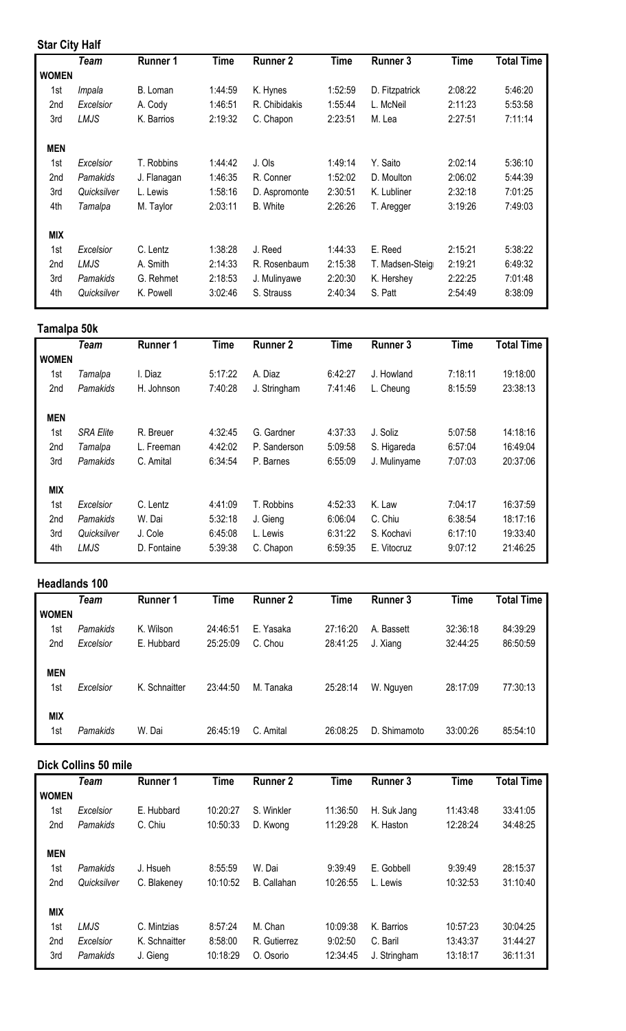### Star City Half

| | Team | Runner 1 | Time | Runner 2 | Time | Runner 3 | Time | Total Time |
|---|---|---|---|---|---|---|---|---|
| **WOMEN** | | | | | | | | |
| 1st | *Impala* | B. Loman | 1:44:59 | K. Hynes | 1:52:59 | D. Fitzpatrick | 2:08:22 | 5:46:20 |
| 2nd | *Excelsior* | A. Cody | 1:46:51 | R. Chibidakis | 1:55:44 | L. McNeil | 2:11:23 | 5:53:58 |
| 3rd | *LMJS* | K. Barrios | 2:19:32 | C. Chapon | 2:23:51 | M. Lea | 2:27:51 | 7:11:14 |
| **MEN** | | | | | | | | |
| 1st | *Excelsior* | T. Robbins | 1:44:42 | J. Ols | 1:49:14 | Y. Saito | 2:02:14 | 5:36:10 |
| 2nd | *Pamakids* | J. Flanagan | 1:46:35 | R. Conner | 1:52:02 | D. Moulton | 2:06:02 | 5:44:39 |
| 3rd | *Quicksilver* | L. Lewis | 1:58:16 | D. Aspromonte | 2:30:51 | K. Lubliner | 2:32:18 | 7:01:25 |
| 4th | *Tamalpa* | M. Taylor | 2:03:11 | B. White | 2:26:26 | T. Aregger | 3:19:26 | 7:49:03 |
| **MIX** | | | | | | | | |
| 1st | *Excelsior* | C. Lentz | 1:38:28 | J. Reed | 1:44:33 | E. Reed | 2:15:21 | 5:38:22 |
| 2nd | *LMJS* | A. Smith | 2:14:33 | R. Rosenbaum | 2:15:38 | T. Madsen-Steig | 2:19:21 | 6:49:32 |
| 3rd | *Pamakids* | G. Rehmet | 2:18:53 | J. Mulinyawe | 2:20:30 | K. Hershey | 2:22:25 | 7:01:48 |
| 4th | *Quicksilver* | K. Powell | 3:02:46 | S. Strauss | 2:40:34 | S. Patt | 2:54:49 | 8:38:09 |

### Tamalpa 50k

| | Team | Runner 1 | Time | Runner 2 | Time | Runner 3 | Time | Total Time |
|---|---|---|---|---|---|---|---|---|
| **WOMEN** | | | | | | | | |
| 1st | *Tamalpa* | I. Diaz | 5:17:22 | A. Diaz | 6:42:27 | J. Howland | 7:18:11 | 19:18:00 |
| 2nd | *Pamakids* | H. Johnson | 7:40:28 | J. Stringham | 7:41:46 | L. Cheung | 8:15:59 | 23:38:13 |
| **MEN** | | | | | | | | |
| 1st | *SRA Elite* | R. Breuer | 4:32:45 | G. Gardner | 4:37:33 | J. Soliz | 5:07:58 | 14:18:16 |
| 2nd | *Tamalpa* | L. Freeman | 4:42:02 | P. Sanderson | 5:09:58 | S. Higareda | 6:57:04 | 16:49:04 |
| 3rd | *Pamakids* | C. Amital | 6:34:54 | P. Barnes | 6:55:09 | J. Mulinyame | 7:07:03 | 20:37:06 |
| **MIX** | | | | | | | | |
| 1st | *Excelsior* | C. Lentz | 4:41:09 | T. Robbins | 4:52:33 | K. Law | 7:04:17 | 16:37:59 |
| 2nd | *Pamakids* | W. Dai | 5:32:18 | J. Gieng | 6:06:04 | C. Chiu | 6:38:54 | 18:17:16 |
| 3rd | *Quicksilver* | J. Cole | 6:45:08 | L. Lewis | 6:31:22 | S. Kochavi | 6:17:10 | 19:33:40 |
| 4th | *LMJS* | D. Fontaine | 5:39:38 | C. Chapon | 6:59:35 | E. Vitocruz | 9:07:12 | 21:46:25 |

### Headlands 100

| | Team | Runner 1 | Time | Runner 2 | Time | Runner 3 | Time | Total Time |
|---|---|---|---|---|---|---|---|---|
| **WOMEN** | | | | | | | | |
| 1st | *Pamakids* | K. Wilson | 24:46:51 | E. Yasaka | 27:16:20 | A. Bassett | 32:36:18 | 84:39:29 |
| 2nd | *Excelsior* | E. Hubbard | 25:25:09 | C. Chou | 28:41:25 | J. Xiang | 32:44:25 | 86:50:59 |
| **MEN** | | | | | | | | |
| 1st | *Excelsior* | K. Schnaitter | 23:44:50 | M. Tanaka | 25:28:14 | W. Nguyen | 28:17:09 | 77:30:13 |
| **MIX** | | | | | | | | |
| 1st | *Pamakids* | W. Dai | 26:45:19 | C. Amital | 26:08:25 | D. Shimamoto | 33:00:26 | 85:54:10 |

### Dick Collins 50 mile

| | Team | Runner 1 | Time | Runner 2 | Time | Runner 3 | Time | Total Time |
|---|---|---|---|---|---|---|---|---|
| **WOMEN** | | | | | | | | |
| 1st | *Excelsior* | E. Hubbard | 10:20:27 | S. Winkler | 11:36:50 | H. Suk Jang | 11:43:48 | 33:41:05 |
| 2nd | *Pamakids* | C. Chiu | 10:50:33 | D. Kwong | 11:29:28 | K. Haston | 12:28:24 | 34:48:25 |
| **MEN** | | | | | | | | |
| 1st | *Pamakids* | J. Hsueh | 8:55:59 | W. Dai | 9:39:49 | E. Gobbell | 9:39:49 | 28:15:37 |
| 2nd | *Quicksilver* | C. Blakeney | 10:10:52 | B. Callahan | 10:26:55 | L. Lewis | 10:32:53 | 31:10:40 |
| **MIX** | | | | | | | | |
| 1st | *LMJS* | C. Mintzias | 8:57:24 | M. Chan | 10:09:38 | K. Barrios | 10:57:23 | 30:04:25 |
| 2nd | *Excelsior* | K. Schnaitter | 8:58:00 | R. Gutierrez | 9:02:50 | C. Baril | 13:43:37 | 31:44:27 |
| 3rd | *Pamakids* | J. Gieng | 10:18:29 | O. Osorio | 12:34:45 | J. Stringham | 13:18:17 | 36:11:31 |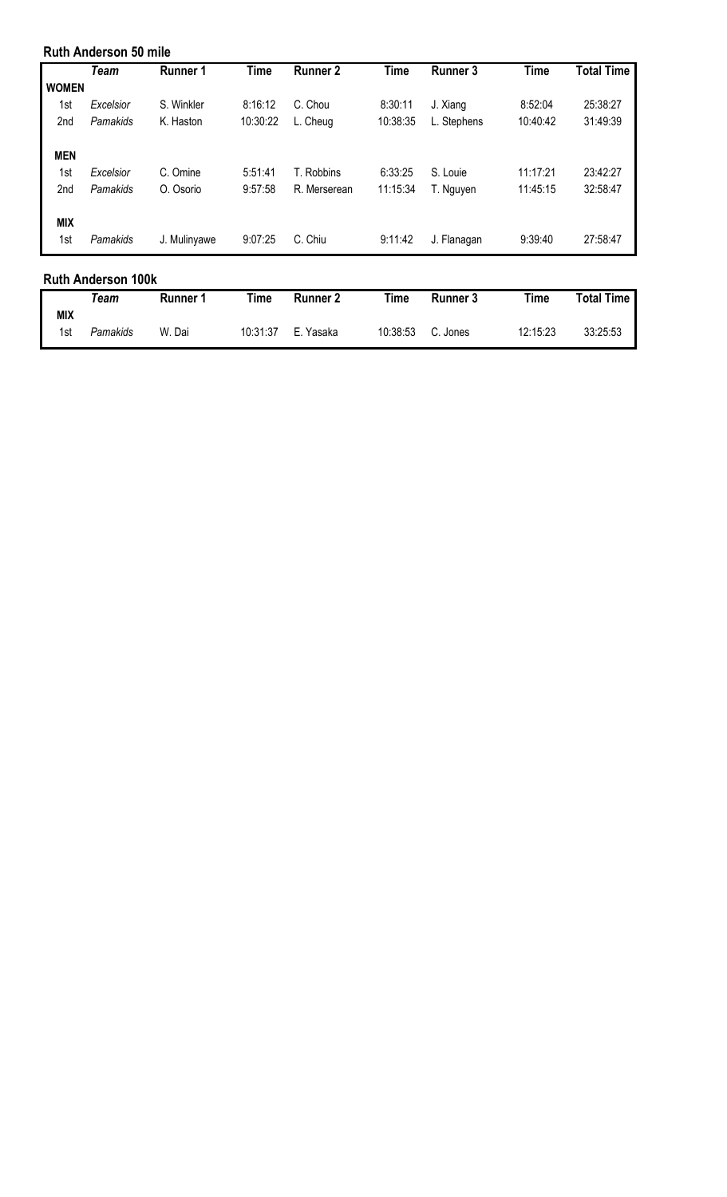### Ruth Anderson 50 mile

| | *Team* | Runner 1 | Time | Runner 2 | Time | Runner 3 | Time | Total Time |
|---|---|---|---|---|---|---|---|---|
| **WOMEN** | | | | | | | | |
| 1st | *Excelsior* | S. Winkler | 8:16:12 | C. Chou | 8:30:11 | J. Xiang | 8:52:04 | 25:38:27 |
| 2nd | *Pamakids* | K. Haston | 10:30:22 | L. Cheug | 10:38:35 | L. Stephens | 10:40:42 | 31:49:39 |
| **MEN** | | | | | | | | |
| 1st | *Excelsior* | C. Omine | 5:51:41 | T. Robbins | 6:33:25 | S. Louie | 11:17:21 | 23:42:27 |
| 2nd | *Pamakids* | O. Osorio | 9:57:58 | R. Merserean | 11:15:34 | T. Nguyen | 11:45:15 | 32:58:47 |
| **MIX** | | | | | | | | |
| 1st | *Pamakids* | J. Mulinyawe | 9:07:25 | C. Chiu | 9:11:42 | J. Flanagan | 9:39:40 | 27:58:47 |

### Ruth Anderson 100k

| | *Team* | Runner 1 | Time | Runner 2 | Time | Runner 3 | Time | Total Time |
|---|---|---|---|---|---|---|---|---|
| **MIX** | | | | | | | | |
| 1st | *Pamakids* | W. Dai | 10:31:37 | E. Yasaka | 10:38:53 | C. Jones | 12:15:23 | 33:25:53 |